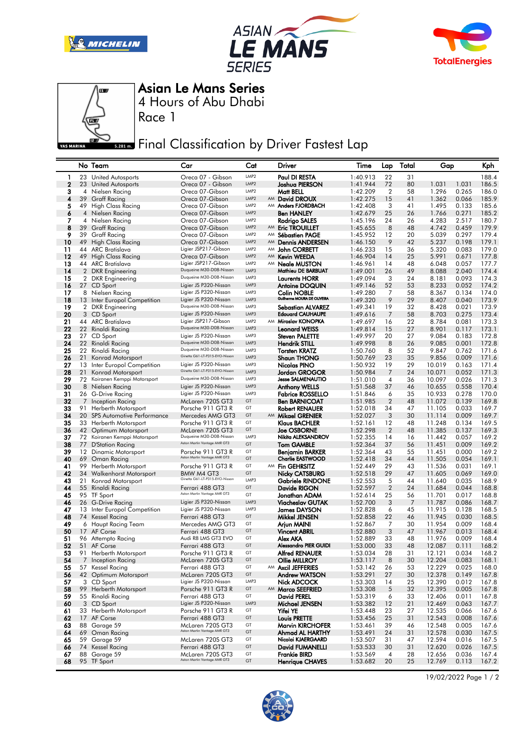# Asian Le Mans Series

4 Hours of Abu Dhabi

Race 1

## Final Classification by Driver Fastest Lap

| | No | Team | Car | Cat | | Driver | Time | Lap | Total | Gap | | Kph |
|---|---|---|---|---|---|---|---|---|---|---|---|---|
| 1 | 23 | United Autosports | Oreca 07 - Gibson | LMP2 | | Paul DI RESTA | 1:40.913 | 22 | 31 | | | 188.4 |
| 2 | 23 | United Autosports | Oreca 07 - Gibson | LMP2 | | Joshua PIERSON | 1:41.944 | 72 | 80 | 1.031 | 1.031 | 186.5 |
| 3 | 4 | Nielsen Racing | Oreca 07-Gibson | LMP2 | | Matt BELL | 1:42.209 | 2 | 58 | 1.296 | 0.265 | 186.0 |
| 4 | 39 | Graff Racing | Oreca 07-Gibson | LMP2 | AM | David DROUX | 1:42.275 | 15 | 41 | 1.362 | 0.066 | 185.9 |
| 5 | 49 | High Class Racing | Oreca 07-Gibson | LMP2 | AM | Anders FJORDBACH | 1:42.408 | 3 | 41 | 1.495 | 0.133 | 185.6 |
| 6 | 4 | Nielsen Racing | Oreca 07-Gibson | LMP2 | | Ben HANLEY | 1:42.679 | 25 | 26 | 1.766 | 0.271 | 185.2 |
| 7 | 4 | Nielsen Racing | Oreca 07-Gibson | LMP2 | | Rodrigo SALES | 1:45.196 | 24 | 26 | 4.283 | 2.517 | 180.7 |
| 8 | 39 | Graff Racing | Oreca 07-Gibson | LMP2 | AM | Eric TROUILLET | 1:45.655 | 8 | 48 | 4.742 | 0.459 | 179.9 |
| 9 | 39 | Graff Racing | Oreca 07-Gibson | LMP2 | AM | Sébastien PAGE | 1:45.952 | 12 | 20 | 5.039 | 0.297 | 179.4 |
| 10 | 49 | High Class Racing | Oreca 07-Gibson | LMP2 | AM | Dennis ANDERSEN | 1:46.150 | 9 | 42 | 5.237 | 0.198 | 179.1 |
| 11 | 44 | ARC Bratislava | Ligier JSP217-Gibson | LMP2 | AM | John CORBETT | 1:46.233 | 15 | 36 | 5.320 | 0.083 | 179.0 |
| 12 | 49 | High Class Racing | Oreca 07-Gibson | LMP2 | AM | Kevin WEEDA | 1:46.904 | 14 | 25 | 5.991 | 0.671 | 177.8 |
| 13 | 44 | ARC Bratislava | Ligier JSP217-Gibson | LMP2 | AM | Neale MUSTON | 1:46.961 | 14 | 48 | 6.048 | 0.057 | 177.7 |
| 14 | 2 | DKR Engineering | Duqueine M30-D08-Nissan | LMP3 | | Mathieu DE BARBUAT | 1:49.001 | 26 | 49 | 8.088 | 2.040 | 174.4 |
| 15 | 2 | DKR Engineering | Duqueine M30-D08-Nissan | LMP3 | | Laurents HORR | 1:49.094 | 3 | 24 | 8.181 | 0.093 | 174.3 |
| 16 | 27 | CD Sport | Ligier JS P320-Nissan | LMP3 | | Antoine DOQUIN | 1:49.146 | 52 | 53 | 8.233 | 0.052 | 174.2 |
| 17 | 8 | Nielsen Racing | Ligier JS P320-Nissan | LMP3 | | Colin NOBLE | 1:49.280 | 7 | 58 | 8.367 | 0.134 | 174.0 |
| 18 | 13 | Inter Europol Competition | Ligier JS P320-Nissan | LMP3 | | Guilherme MOURA DE OLIVEIRA | 1:49.320 | 9 | 29 | 8.407 | 0.040 | 173.9 |
| 19 | 2 | DKR Engineering | Duqueine M30-D08-Nissan | LMP3 | | Sebastian ALVAREZ | 1:49.341 | 19 | 32 | 8.428 | 0.021 | 173.9 |
| 20 | 3 | CD Sport | Ligier JS P320-Nissan | LMP3 | | Edouard CAUHAUPE | 1:49.616 | 7 | 58 | 8.703 | 0.275 | 173.4 |
| 21 | 44 | ARC Bratislava | Ligier JSP217-Gibson | LMP2 | AM | Miroslav KONOPKA | 1:49.697 | 16 | 22 | 8.784 | 0.081 | 173.3 |
| 22 | 22 | Rinaldi Racing | Duqueine M30-D08-Nissan | LMP3 | | Leonard WEISS | 1:49.814 | 15 | 27 | 8.901 | 0.117 | 173.1 |
| 23 | 27 | CD Sport | Ligier JS P320-Nissan | LMP3 | | Steven PALETTE | 1:49.997 | 20 | 27 | 9.084 | 0.183 | 172.8 |
| 24 | 22 | Rinaldi Racing | Duqueine M30-D08-Nissan | LMP3 | | Hendrik STILL | 1:49.998 | 8 | 26 | 9.085 | 0.001 | 172.8 |
| 25 | 22 | Rinaldi Racing | Duqueine M30-D08-Nissan | LMP3 | | Torsten KRATZ | 1:50.760 | 8 | 52 | 9.847 | 0.762 | 171.6 |
| 26 | 21 | Konrad Motorsport | Ginetta G61-LT-P315-EVO-Nissan | LMP3 | | Shaun THONG | 1:50.769 | 23 | 35 | 9.856 | 0.009 | 171.6 |
| 27 | 13 | Inter Europol Competition | Ligier JS P320-Nissan | LMP3 | | Nicolas PINO | 1:50.932 | 19 | 29 | 10.019 | 0.163 | 171.4 |
| 28 | 21 | Konrad Motorsport | Ginetta G61-LT-P315-EVO-Nissan | LMP3 | | Jordan GROGOR | 1:50.984 | 7 | 24 | 10.071 | 0.052 | 171.3 |
| 29 | 72 | Koiranen Kemppi Motorsport | Duqueine M30-D08-Nissan | LMP3 | | Jesse SALMENAUTIO | 1:51.010 | 4 | 36 | 10.097 | 0.026 | 171.3 |
| 30 | 8 | Nielsen Racing | Ligier JS P320-Nissan | LMP3 | | Anthony WELLS | 1:51.568 | 37 | 46 | 10.655 | 0.558 | 170.4 |
| 31 | 26 | G-Drive Racing | Ligier JS P320-Nissan | LMP3 | | Fabrice ROSSELLO | 1:51.846 | 6 | 35 | 10.933 | 0.278 | 170.0 |
| 32 | 7 | Inception Racing | McLaren 720S GT3 | GT | | Ben BARNICOAT | 1:51.985 | 2 | 48 | 11.072 | 0.139 | 169.8 |
| 33 | 91 | Herberth Motorsport | Porsche 911 GT3 R | GT | | Robert RENAUER | 1:52.018 | 34 | 47 | 11.105 | 0.033 | 169.7 |
| 34 | 20 | SPS Automotive Performance | Mercedes AMG GT3 | GT | AM | Mikael GRENIER | 1:52.027 | 3 | 30 | 11.114 | 0.009 | 169.7 |
| 35 | 33 | Herberth Motorsport | Porsche 911 GT3 R | GT | | Klaus BACHLER | 1:52.161 | 12 | 48 | 11.248 | 0.134 | 169.5 |
| 36 | 42 | Optimum Motorsport | McLaren 720S GT3 | GT | | Joe OSBORNE | 1:52.298 | 2 | 48 | 11.385 | 0.137 | 169.3 |
| 37 | 72 | Koiranen Kemppi Motorsport | Duqueine M30-D08-Nissan | LMP3 | | Nikita ALEKSANDROV | 1:52.355 | 14 | 16 | 11.442 | 0.057 | 169.2 |
| 38 | 77 | D'Station Racing | Aston Martin Vantage AMR GT3 | GT | | Tom GAMBLE | 1:52.364 | 37 | 56 | 11.451 | 0.009 | 169.2 |
| 39 | 12 | Dinamic Motorsport | Porsche 911 GT3 R | GT | | Benjamin BARKER | 1:52.364 | 43 | 55 | 11.451 | 0.000 | 169.2 |
| 40 | 69 | Oman Racing | Aston Martin Vantage AMR GT3 | GT | | Charlie EASTWOOD | 1:52.418 | 34 | 44 | 11.505 | 0.054 | 169.1 |
| 41 | 99 | Herberth Motorsport | Porsche 911 GT3 R | GT | AM | Fin GEHRSITZ | 1:52.449 | 29 | 43 | 11.536 | 0.031 | 169.1 |
| 42 | 34 | Walkenhorst Motorsport | BMW M4 GT3 | GT | | Nicky CATSBURG | 1:52.518 | 29 | 47 | 11.605 | 0.069 | 169.0 |
| 43 | 21 | Konrad Motorsport | Ginetta G61-LT-P315-EVO-Nissan | LMP3 | | Gabriele RINDONE | 1:52.553 | 5 | 44 | 11.640 | 0.035 | 168.9 |
| 44 | 55 | Rinaldi Racing | Ferrari 488 GT3 | GT | | Davide RIGON | 1:52.597 | 2 | 24 | 11.684 | 0.044 | 168.8 |
| 45 | 95 | TF Sport | Aston Martin Vantage AMR GT3 | GT | | Jonathan ADAM | 1:52.614 | 25 | 56 | 11.701 | 0.017 | 168.8 |
| 46 | 26 | G-Drive Racing | Ligier JS P320-Nissan | LMP3 | | Viacheslav GUTAK | 1:52.700 | 3 | 7 | 11.787 | 0.086 | 168.7 |
| 47 | 13 | Inter Europol Competition | Ligier JS P320-Nissan | LMP3 | | James DAYSON | 1:52.828 | 6 | 45 | 11.915 | 0.128 | 168.5 |
| 48 | 74 | Kessel Racing | Ferrari 488 GT3 | GT | | Mikkel JENSEN | 1:52.858 | 22 | 46 | 11.945 | 0.030 | 168.5 |
| 49 | 6 | Haupt Racing Team | Mercedes AMG GT3 | GT | | Arjun MAINI | 1:52.867 | 7 | 30 | 11.954 | 0.009 | 168.4 |
| 50 | 17 | AF Corse | Ferrari 488 GT3 | GT | | Vincent ABRIL | 1:52.880 | 3 | 47 | 11.967 | 0.013 | 168.4 |
| 51 | 96 | Attempto Racing | Audi R8 LMS GT3 EVO | GT | | Alex AKA | 1:52.889 | 33 | 48 | 11.976 | 0.009 | 168.4 |
| 52 | 51 | AF Corse | Ferrari 488 GT3 | GT | | Alessandro PIER GUIDI | 1:53.000 | 33 | 48 | 12.087 | 0.111 | 168.2 |
| 53 | 91 | Herberth Motorsport | Porsche 911 GT3 R | GT | | Alfred RENAUER | 1:53.034 | 28 | 31 | 12.121 | 0.034 | 168.2 |
| 54 | 7 | Inception Racing | McLaren 720S GT3 | GT | | Ollie MILLROY | 1:53.117 | 8 | 30 | 12.204 | 0.083 | 168.1 |
| 55 | 57 | Kessel Racing | Ferrari 488 GT3 | GT | AM | Axcil JEFFERIES | 1:53.142 | 26 | 53 | 12.229 | 0.025 | 168.0 |
| 56 | 42 | Optimum Motorsport | McLaren 720S GT3 | GT | | Andrew WATSON | 1:53.291 | 27 | 30 | 12.378 | 0.149 | 167.8 |
| 57 | 3 | CD Sport | Ligier JS P320-Nissan | LMP3 | | Nick ADCOCK | 1:53.303 | 14 | 25 | 12.390 | 0.012 | 167.8 |
| 58 | 99 | Herberth Motorsport | Porsche 911 GT3 R | GT | AM | Marco SEEFRIED | 1:53.308 | 5 | 32 | 12.395 | 0.005 | 167.8 |
| 59 | 55 | Rinaldi Racing | Ferrari 488 GT3 | GT | | David PEREL | 1:53.319 | 6 | 33 | 12.406 | 0.011 | 167.8 |
| 60 | 3 | CD Sport | Ligier JS P320-Nissan | LMP3 | | Michael JENSEN | 1:53.382 | 12 | 21 | 12.469 | 0.063 | 167.7 |
| 61 | 33 | Herberth Motorsport | Porsche 911 GT3 R | GT | | Yifei YE | 1:53.448 | 23 | 27 | 12.535 | 0.066 | 167.6 |
| 62 | 17 | AF Corse | Ferrari 488 GT3 | GT | | Louis PRETTE | 1:53.456 | 25 | 31 | 12.543 | 0.008 | 167.6 |
| 63 | 88 | Garage 59 | McLaren 720S GT3 | GT | | Marvin KIRCHOFER | 1:53.461 | 39 | 46 | 12.548 | 0.005 | 167.6 |
| 64 | 69 | Oman Racing | Aston Martin Vantage AMR GT3 | GT | | Ahmad AL HARTHY | 1:53.491 | 24 | 31 | 12.578 | 0.030 | 167.5 |
| 65 | 59 | Garage 59 | McLaren 720S GT3 | GT | | Nicolai KJAERGAARD | 1:53.507 | 31 | 47 | 12.594 | 0.016 | 167.5 |
| 66 | 74 | Kessel Racing | Ferrari 488 GT3 | GT | | David FUMANELLI | 1:53.533 | 30 | 31 | 12.620 | 0.026 | 167.5 |
| 67 | 88 | Garage 59 | McLaren 720S GT3 | GT | | Frankie BIRD | 1:53.569 | 4 | 28 | 12.656 | 0.036 | 167.4 |
| 68 | 95 | TF Sport | Aston Martin Vantage AMR GT3 | GT | | Henrique CHAVES | 1:53.682 | 20 | 25 | 12.769 | 0.113 | 167.2 |

19/02/2022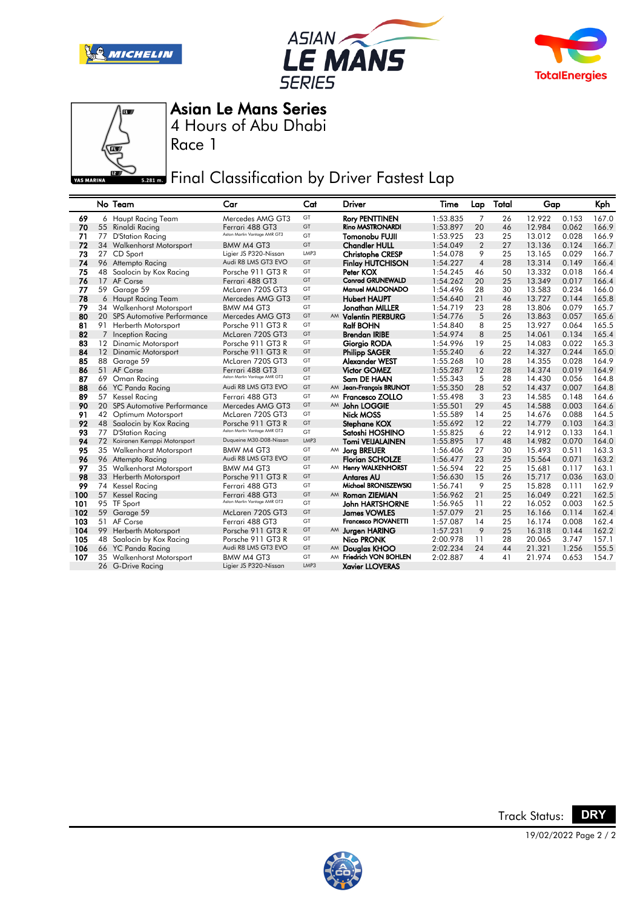# Asian Le Mans Series

4 Hours of Abu Dhabi

Race 1

## Final Classification by Driver Fastest Lap

| | No | Team | Car | Cat | | Driver | Time | Lap | Total | Gap | | Kph |
|---|---|---|---|---|---|---|---|---|---|---|---|---|
| 69 | 6 | Haupt Racing Team | Mercedes AMG GT3 | GT | | Rory PENTTINEN | 1:53.835 | 7 | 26 | 12.922 | 0.153 | 167.0 |
| 70 | 55 | Rinaldi Racing | Ferrari 488 GT3 | GT | | Rino MASTRONARDI | 1:53.897 | 20 | 46 | 12.984 | 0.062 | 166.9 |
| 71 | 77 | D'Station Racing | Aston Martin Vantage AMR GT3 | GT | | Tomonobu FUJII | 1:53.925 | 23 | 25 | 13.012 | 0.028 | 166.9 |
| 72 | 34 | Walkenhorst Motorsport | BMW M4 GT3 | GT | | Chandler HULL | 1:54.049 | 2 | 27 | 13.136 | 0.124 | 166.7 |
| 73 | 27 | CD Sport | Ligier JS P320-Nissan | LMP3 | | Christophe CRESP | 1:54.078 | 9 | 25 | 13.165 | 0.029 | 166.7 |
| 74 | 96 | Attempto Racing | Audi R8 LMS GT3 EVO | GT | | Finlay HUTCHISON | 1:54.227 | 4 | 28 | 13.314 | 0.149 | 166.4 |
| 75 | 48 | Saalocin by Kox Racing | Porsche 911 GT3 R | GT | | Peter KOX | 1:54.245 | 46 | 50 | 13.332 | 0.018 | 166.4 |
| 76 | 17 | AF Corse | Ferrari 488 GT3 | GT | | Conrad GRUNEWALD | 1:54.262 | 20 | 25 | 13.349 | 0.017 | 166.4 |
| 77 | 59 | Garage 59 | McLaren 720S GT3 | GT | | Manuel MALDONADO | 1:54.496 | 28 | 30 | 13.583 | 0.234 | 166.0 |
| 78 | 6 | Haupt Racing Team | Mercedes AMG GT3 | GT | | Hubert HAUPT | 1:54.640 | 21 | 46 | 13.727 | 0.144 | 165.8 |
| 79 | 34 | Walkenhorst Motorsport | BMW M4 GT3 | GT | | Jonathan MILLER | 1:54.719 | 23 | 28 | 13.806 | 0.079 | 165.7 |
| 80 | 20 | SPS Automotive Performance | Mercedes AMG GT3 | GT | AM | Valentin PIERBURG | 1:54.776 | 5 | 26 | 13.863 | 0.057 | 165.6 |
| 81 | 91 | Herberth Motorsport | Porsche 911 GT3 R | GT | | Ralf BOHN | 1:54.840 | 8 | 25 | 13.927 | 0.064 | 165.5 |
| 82 | 7 | Inception Racing | McLaren 720S GT3 | GT | | Brendan IRIBE | 1:54.974 | 8 | 25 | 14.061 | 0.134 | 165.4 |
| 83 | 12 | Dinamic Motorsport | Porsche 911 GT3 R | GT | | Giorgio RODA | 1:54.996 | 19 | 25 | 14.083 | 0.022 | 165.3 |
| 84 | 12 | Dinamic Motorsport | Porsche 911 GT3 R | GT | | Philipp SAGER | 1:55.240 | 6 | 22 | 14.327 | 0.244 | 165.0 |
| 85 | 88 | Garage 59 | McLaren 720S GT3 | GT | | Alexander WEST | 1:55.268 | 10 | 28 | 14.355 | 0.028 | 164.9 |
| 86 | 51 | AF Corse | Ferrari 488 GT3 | GT | | Victor GOMEZ | 1:55.287 | 12 | 28 | 14.374 | 0.019 | 164.9 |
| 87 | 69 | Oman Racing | Aston Martin Vantage AMR GT3 | GT | | Sam DE HAAN | 1:55.343 | 5 | 28 | 14.430 | 0.056 | 164.8 |
| 88 | 66 | YC Panda Racing | Audi R8 LMS GT3 EVO | GT | AM | Jean-François BRUNOT | 1:55.350 | 28 | 52 | 14.437 | 0.007 | 164.8 |
| 89 | 57 | Kessel Racing | Ferrari 488 GT3 | GT | AM | Francesco ZOLLO | 1:55.498 | 3 | 23 | 14.585 | 0.148 | 164.6 |
| 90 | 20 | SPS Automotive Performance | Mercedes AMG GT3 | GT | AM | John LOGGIE | 1:55.501 | 29 | 45 | 14.588 | 0.003 | 164.6 |
| 91 | 42 | Optimum Motorsport | McLaren 720S GT3 | GT | | Nick MOSS | 1:55.589 | 14 | 25 | 14.676 | 0.088 | 164.5 |
| 92 | 48 | Saalocin by Kox Racing | Porsche 911 GT3 R | GT | | Stephane KOX | 1:55.692 | 12 | 22 | 14.779 | 0.103 | 164.3 |
| 93 | 77 | D'Station Racing | Aston Martin Vantage AMR GT3 | GT | | Satoshi HOSHINO | 1:55.825 | 6 | 22 | 14.912 | 0.133 | 164.1 |
| 94 | 72 | Koiranen Kemppi Motorsport | Duqueine M30-D08-Nissan | LMP3 | | Tomi VEIJALAINEN | 1:55.895 | 17 | 48 | 14.982 | 0.070 | 164.0 |
| 95 | 35 | Walkenhorst Motorsport | BMW M4 GT3 | GT | AM | Jorg BREUER | 1:56.406 | 27 | 30 | 15.493 | 0.511 | 163.3 |
| 96 | 96 | Attempto Racing | Audi R8 LMS GT3 EVO | GT | | Florian SCHOLZE | 1:56.477 | 23 | 25 | 15.564 | 0.071 | 163.2 |
| 97 | 35 | Walkenhorst Motorsport | BMW M4 GT3 | GT | AM | Henry WALKENHORST | 1:56.594 | 22 | 25 | 15.681 | 0.117 | 163.1 |
| 98 | 33 | Herberth Motorsport | Porsche 911 GT3 R | GT | | Antares AU | 1:56.630 | 15 | 26 | 15.717 | 0.036 | 163.0 |
| 99 | 74 | Kessel Racing | Ferrari 488 GT3 | GT | | Michael BRONISZEWSKI | 1:56.741 | 9 | 25 | 15.828 | 0.111 | 162.9 |
| 100 | 57 | Kessel Racing | Ferrari 488 GT3 | GT | AM | Roman ZIEMIAN | 1:56.962 | 21 | 25 | 16.049 | 0.221 | 162.5 |
| 101 | 95 | TF Sport | Aston Martin Vantage AMR GT3 | GT | | John HARTSHORNE | 1:56.965 | 11 | 22 | 16.052 | 0.003 | 162.5 |
| 102 | 59 | Garage 59 | McLaren 720S GT3 | GT | | James VOWLES | 1:57.079 | 21 | 25 | 16.166 | 0.114 | 162.4 |
| 103 | 51 | AF Corse | Ferrari 488 GT3 | GT | | Francesco PIOVANETTI | 1:57.087 | 14 | 25 | 16.174 | 0.008 | 162.4 |
| 104 | 99 | Herberth Motorsport | Porsche 911 GT3 R | GT | AM | Jurgen HARING | 1:57.231 | 9 | 25 | 16.318 | 0.144 | 162.2 |
| 105 | 48 | Saalocin by Kox Racing | Porsche 911 GT3 R | GT | | Nico PRONK | 2:00.978 | 11 | 28 | 20.065 | 3.747 | 157.1 |
| 106 | 66 | YC Panda Racing | Audi R8 LMS GT3 EVO | GT | AM | Douglas KHOO | 2:02.234 | 24 | 44 | 21.321 | 1.256 | 155.5 |
| 107 | 35 | Walkenhorst Motorsport | BMW M4 GT3 | GT | AM | Friedrich VON BOHLEN | 2:02.887 | 4 | 41 | 21.974 | 0.653 | 154.7 |
| | 26 | G-Drive Racing | Ligier JS P320-Nissan | LMP3 | | Xavier LLOVERAS | | | | | | |

Track Status: DRY

19/02/2022